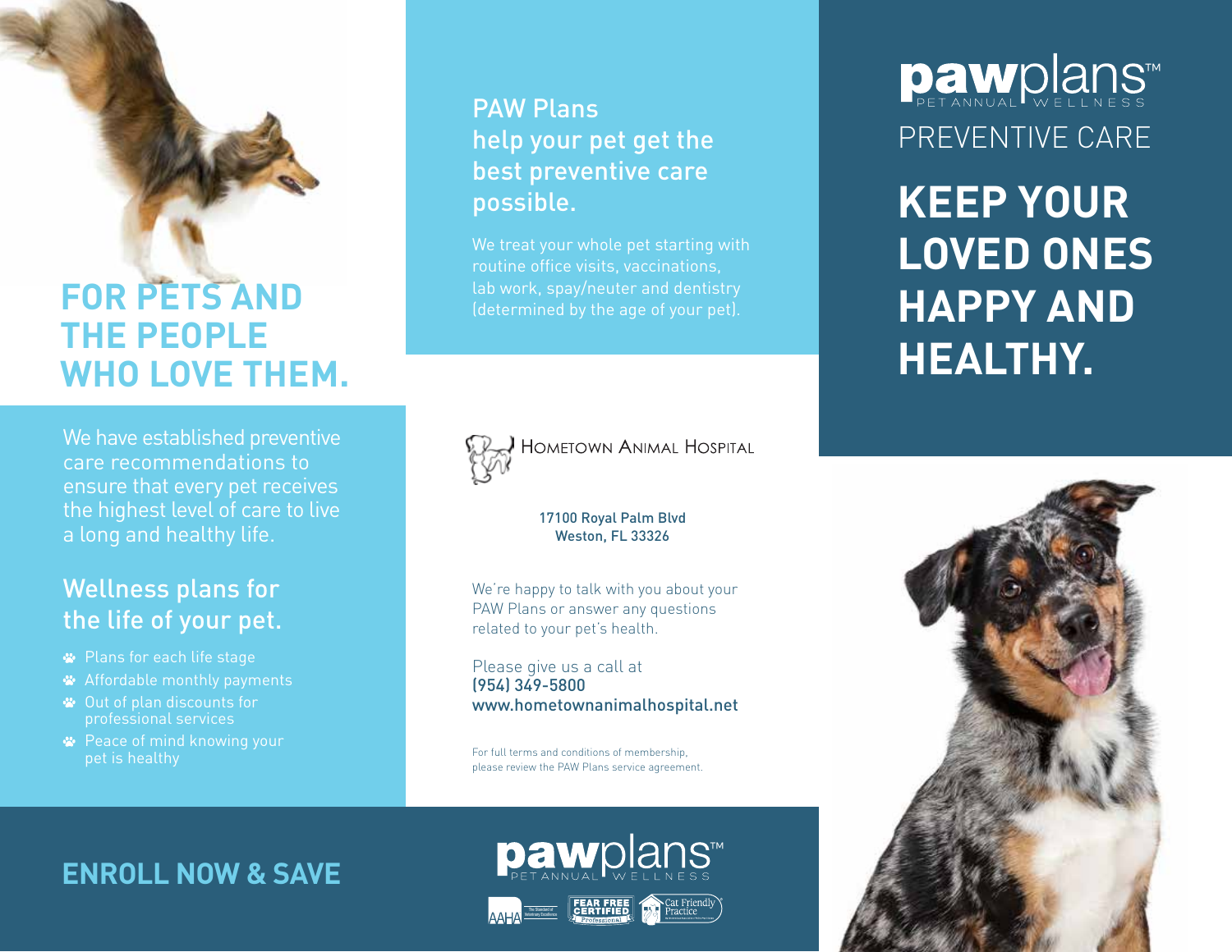# pawplans™

PET ANNUAL WELLNESS

PREVENTIVE CARE

# KEEP YOUR LOVED ONES HAPPY AND HEALTHY.

## FOR PETS AND THE PEOPLE WHO LOVE THEM.

We have established preventive care recommendations to ensure that every pet receives the highest level of care to live a long and healthy life.

### Wellness plans for the life of your pet.

- Plans for each life stage
- Affordable monthly payments
- Out of plan discounts for professional services
- Peace of mind knowing your pet is healthy

## ENROLL NOW & SAVE

### PAW Plans help your pet get the best preventive care possible.

We treat your whole pet starting with routine office visits, vaccinations, lab work, spay/neuter and dentistry (determined by the age of your pet).

HOMETOWN ANIMAL HOSPITAL

17100 Royal Palm Blvd
Weston, FL 33326

We're happy to talk with you about your PAW Plans or answer any questions related to your pet's health.

Please give us a call at
(954) 349-5800
www.hometownanimalhospital.net

For full terms and conditions of membership, please review the PAW Plans service agreement.

pawplans™ PET ANNUAL WELLNESS

AAHA | FEAR FREE CERTIFIED Professional | Cat Friendly Practice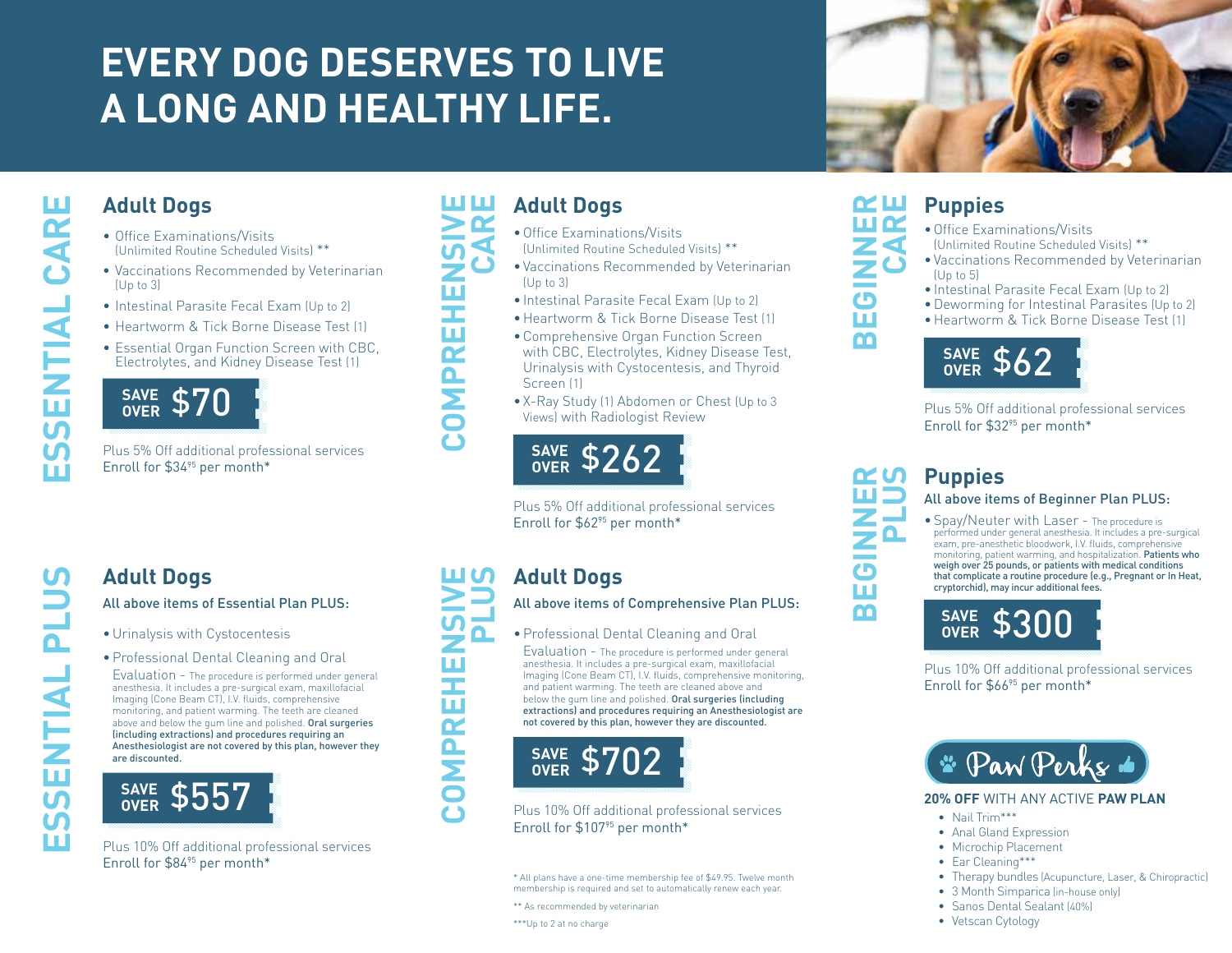# EVERY DOG DESERVES TO LIVE A LONG AND HEALTHY LIFE.

## ESSENTIAL CARE

### Adult Dogs

- Office Examinations/Visits (Unlimited Routine Scheduled Visits) **
- Vaccinations Recommended by Veterinarian (Up to 3)
- Intestinal Parasite Fecal Exam (Up to 2)
- Heartworm & Tick Borne Disease Test (1)
- Essential Organ Function Screen with CBC, Electrolytes, and Kidney Disease Test (1)

**SAVE OVER $70**

Plus 5% Off additional professional services
Enroll for $34.95 per month*

## ESSENTIAL PLUS

### Adult Dogs

All above items of Essential Plan PLUS:

- Urinalysis with Cystocentesis
- Professional Dental Cleaning and Oral Evaluation - The procedure is performed under general anesthesia. It includes a pre-surgical exam, maxillofacial Imaging (Cone Beam CT), I.V. fluids, comprehensive monitoring, and patient warming. The teeth are cleaned above and below the gum line and polished. **Oral surgeries (including extractions) and procedures requiring an Anesthesiologist are not covered by this plan, however they are discounted.**

**SAVE OVER $557**

Plus 10% Off additional professional services
Enroll for $84.95 per month*

## COMPREHENSIVE CARE

### Adult Dogs

- Office Examinations/Visits (Unlimited Routine Scheduled Visits) **
- Vaccinations Recommended by Veterinarian (Up to 3)
- Intestinal Parasite Fecal Exam (Up to 2)
- Heartworm & Tick Borne Disease Test (1)
- Comprehensive Organ Function Screen with CBC, Electrolytes, Kidney Disease Test, Urinalysis with Cystocentesis, and Thyroid Screen (1)
- X-Ray Study (1) Abdomen or Chest (Up to 3 Views) with Radiologist Review

**SAVE OVER $262**

Plus 5% Off additional professional services
Enroll for $62.95 per month*

## COMPREHENSIVE PLUS

### Adult Dogs

All above items of Comprehensive Plan PLUS:

- Professional Dental Cleaning and Oral Evaluation - The procedure is performed under general anesthesia. It includes a pre-surgical exam, maxillofacial Imaging (Cone Beam CT), I.V. fluids, comprehensive monitoring, and patient warming. The teeth are cleaned above and below the gum line and polished. **Oral surgeries (including extractions) and procedures requiring an Anesthesiologist are not covered by this plan, however they are discounted.**

**SAVE OVER $702**

Plus 10% Off additional professional services
Enroll for $107.95 per month*

\* All plans have a one-time membership fee of $49.95. Twelve month membership is required and set to automatically renew each year.

** As recommended by veterinarian

***Up to 2 at no charge

## BEGINNER CARE

### Puppies

- Office Examinations/Visits (Unlimited Routine Scheduled Visits) **
- Vaccinations Recommended by Veterinarian (Up to 5)
- Intestinal Parasite Fecal Exam (Up to 2)
- Deworming for Intestinal Parasites (Up to 2)
- Heartworm & Tick Borne Disease Test (1)

**SAVE OVER $62**

Plus 5% Off additional professional services
Enroll for $32.95 per month*

## BEGINNER PLUS

### Puppies

All above items of Beginner Plan PLUS:

- Spay/Neuter with Laser - The procedure is performed under general anesthesia. It includes a pre-surgical exam, pre-anesthetic bloodwork, I.V. fluids, comprehensive monitoring, patient warming, and hospitalization. **Patients who weigh over 25 pounds, or patients with medical conditions that complicate a routine procedure (e.g., Pregnant or In Heat, cryptorchid), may incur additional fees.**

**SAVE OVER $300**

Plus 10% Off additional professional services
Enroll for $66.95 per month*

## Paw Perks

**20% OFF** WITH ANY ACTIVE **PAW PLAN**

- Nail Trim***
- Anal Gland Expression
- Microchip Placement
- Ear Cleaning***
- Therapy bundles (Acupuncture, Laser, & Chiropractic)
- 3 Month Simparica (in-house only)
- Sanos Dental Sealant (40%)
- Vetscan Cytology